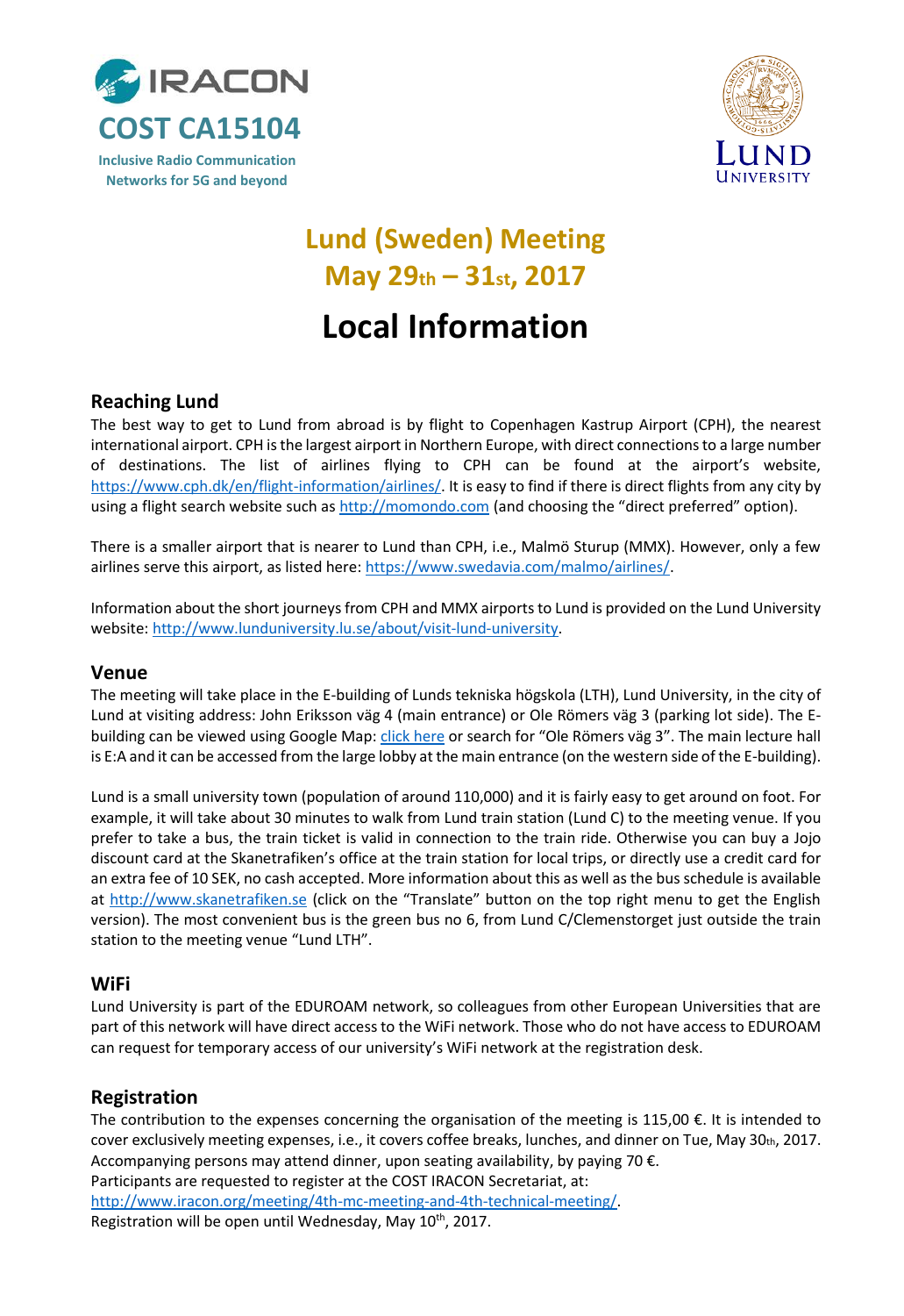IRACON

COST CA15104

Inclusive Radio Communication Networks for 5G and beyond

LUND UNIVERSITY

# Lund (Sweden) Meeting May 29th – 31st, 2017

# Local Information

## Reaching Lund

The best way to get to Lund from abroad is by flight to Copenhagen Kastrup Airport (CPH), the nearest international airport. CPH is the largest airport in Northern Europe, with direct connections to a large number of destinations. The list of airlines flying to CPH can be found at the airport's website, https://www.cph.dk/en/flight-information/airlines/. It is easy to find if there is direct flights from any city by using a flight search website such as http://momondo.com (and choosing the "direct preferred" option).

There is a smaller airport that is nearer to Lund than CPH, i.e., Malmö Sturup (MMX). However, only a few airlines serve this airport, as listed here: https://www.swedavia.com/malmo/airlines/.

Information about the short journeys from CPH and MMX airports to Lund is provided on the Lund University website: http://www.lunduniversity.lu.se/about/visit-lund-university.

## Venue

The meeting will take place in the E-building of Lunds tekniska högskola (LTH), Lund University, in the city of Lund at visiting address: John Eriksson väg 4 (main entrance) or Ole Römers väg 3 (parking lot side). The E-building can be viewed using Google Map: click here or search for "Ole Römers väg 3". The main lecture hall is E:A and it can be accessed from the large lobby at the main entrance (on the western side of the E-building).

Lund is a small university town (population of around 110,000) and it is fairly easy to get around on foot. For example, it will take about 30 minutes to walk from Lund train station (Lund C) to the meeting venue. If you prefer to take a bus, the train ticket is valid in connection to the train ride. Otherwise you can buy a Jojo discount card at the Skanetrafiken's office at the train station for local trips, or directly use a credit card for an extra fee of 10 SEK, no cash accepted. More information about this as well as the bus schedule is available at http://www.skanetrafiken.se (click on the "Translate" button on the top right menu to get the English version). The most convenient bus is the green bus no 6, from Lund C/Clemenstorget just outside the train station to the meeting venue "Lund LTH".

## WiFi

Lund University is part of the EDUROAM network, so colleagues from other European Universities that are part of this network will have direct access to the WiFi network. Those who do not have access to EDUROAM can request for temporary access of our university's WiFi network at the registration desk.

## Registration

The contribution to the expenses concerning the organisation of the meeting is 115,00 €. It is intended to cover exclusively meeting expenses, i.e., it covers coffee breaks, lunches, and dinner on Tue, May 30th, 2017. Accompanying persons may attend dinner, upon seating availability, by paying 70 €.

Participants are requested to register at the COST IRACON Secretariat, at:

http://www.iracon.org/meeting/4th-mc-meeting-and-4th-technical-meeting/.

Registration will be open until Wednesday, May 10th, 2017.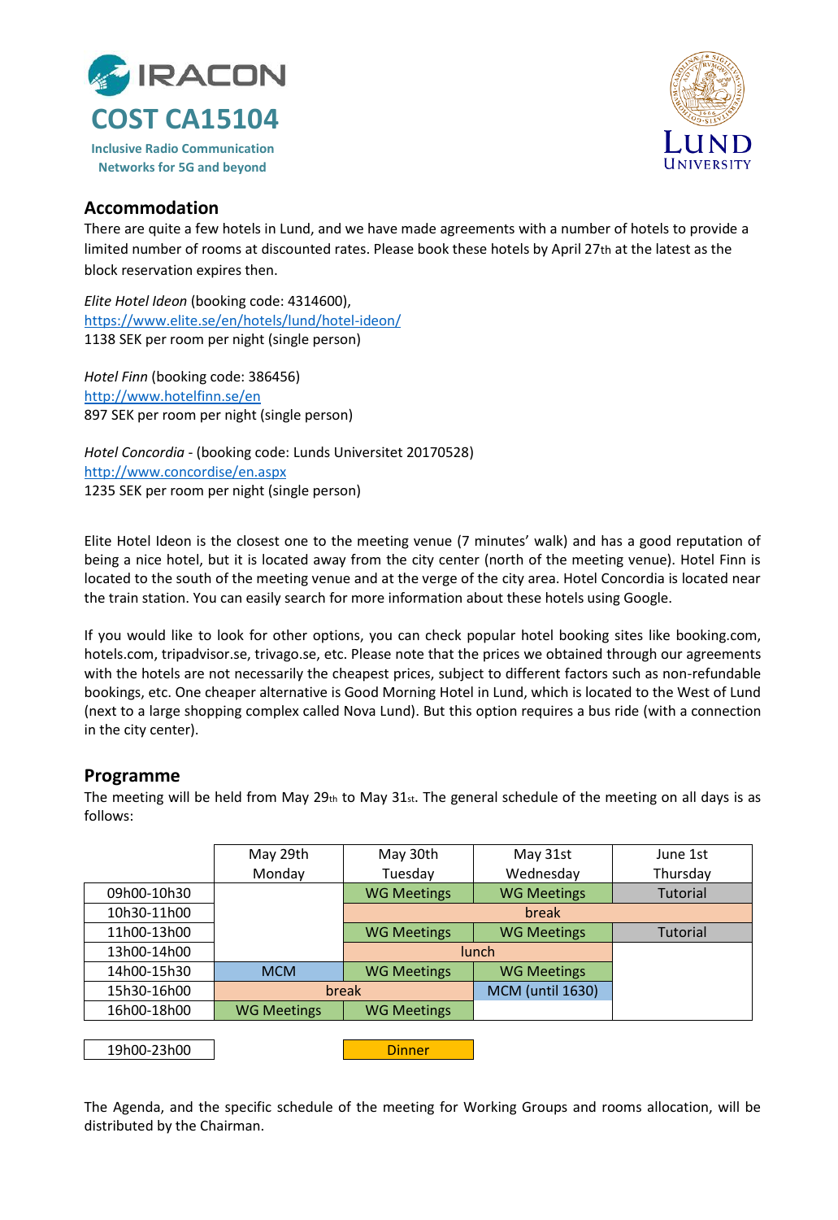IRACON

COST CA15104

Inclusive Radio Communication Networks for 5G and beyond

LUND UNIVERSITY

## Accommodation

There are quite a few hotels in Lund, and we have made agreements with a number of hotels to provide a limited number of rooms at discounted rates. Please book these hotels by April 27th at the latest as the block reservation expires then.

*Elite Hotel Ideon* (booking code: 4314600),
https://www.elite.se/en/hotels/lund/hotel-ideon/
1138 SEK per room per night (single person)

*Hotel Finn* (booking code: 386456)
http://www.hotelfinn.se/en
897 SEK per room per night (single person)

*Hotel Concordia* - (booking code: Lunds Universitet 20170528)
http://www.concordise/en.aspx
1235 SEK per room per night (single person)

Elite Hotel Ideon is the closest one to the meeting venue (7 minutes' walk) and has a good reputation of being a nice hotel, but it is located away from the city center (north of the meeting venue). Hotel Finn is located to the south of the meeting venue and at the verge of the city area. Hotel Concordia is located near the train station. You can easily search for more information about these hotels using Google.

If you would like to look for other options, you can check popular hotel booking sites like booking.com, hotels.com, tripadvisor.se, trivago.se, etc. Please note that the prices we obtained through our agreements with the hotels are not necessarily the cheapest prices, subject to different factors such as non-refundable bookings, etc. One cheaper alternative is Good Morning Hotel in Lund, which is located to the West of Lund (next to a large shopping complex called Nova Lund). But this option requires a bus ride (with a connection in the city center).

## Programme

The meeting will be held from May 29th to May 31st. The general schedule of the meeting on all days is as follows:

| | May 29th Monday | May 30th Tuesday | May 31st Wednesday | June 1st Thursday |
|---|---|---|---|---|
| 09h00-10h30 | | WG Meetings | WG Meetings | Tutorial |
| 10h30-11h00 | | break | break | break |
| 11h00-13h00 | | WG Meetings | WG Meetings | Tutorial |
| 13h00-14h00 | | lunch | lunch | |
| 14h00-15h30 | MCM | WG Meetings | WG Meetings | |
| 15h30-16h00 | break | break | MCM (until 1630) | |
| 16h00-18h00 | WG Meetings | WG Meetings | | |
| | | | | |
| 19h00-23h00 | | Dinner | | |

The Agenda, and the specific schedule of the meeting for Working Groups and rooms allocation, will be distributed by the Chairman.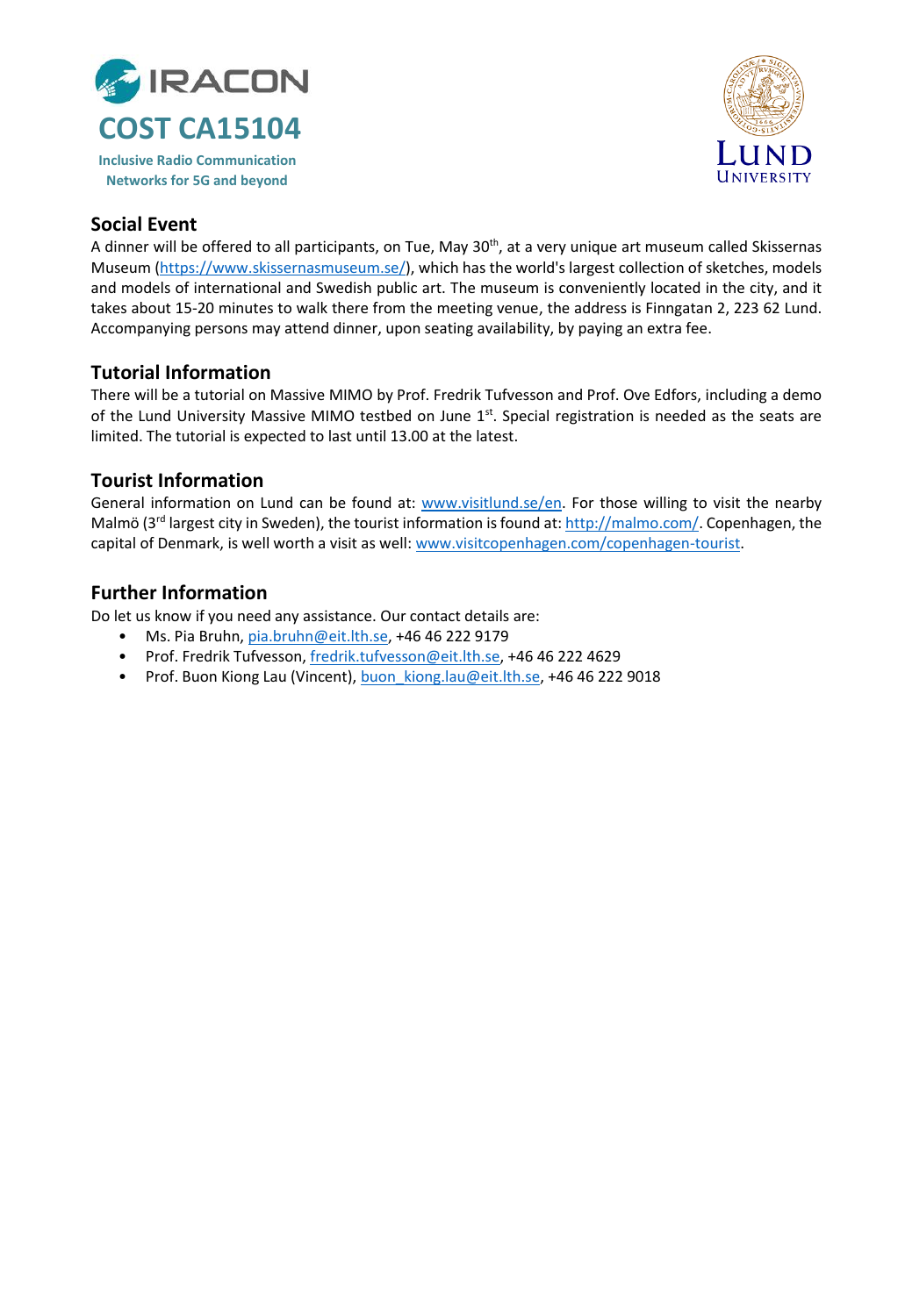IRACON

COST CA15104

Inclusive Radio Communication Networks for 5G and beyond

Lund University

## Social Event

A dinner will be offered to all participants, on Tue, May 30th, at a very unique art museum called Skissernas Museum (https://www.skissernasmuseum.se/), which has the world's largest collection of sketches, models and models of international and Swedish public art. The museum is conveniently located in the city, and it takes about 15-20 minutes to walk there from the meeting venue, the address is Finngatan 2, 223 62 Lund. Accompanying persons may attend dinner, upon seating availability, by paying an extra fee.

## Tutorial Information

There will be a tutorial on Massive MIMO by Prof. Fredrik Tufvesson and Prof. Ove Edfors, including a demo of the Lund University Massive MIMO testbed on June 1st. Special registration is needed as the seats are limited. The tutorial is expected to last until 13.00 at the latest.

## Tourist Information

General information on Lund can be found at: www.visitlund.se/en. For those willing to visit the nearby Malmö (3rd largest city in Sweden), the tourist information is found at: http://malmo.com/. Copenhagen, the capital of Denmark, is well worth a visit as well: www.visitcopenhagen.com/copenhagen-tourist.

## Further Information

Do let us know if you need any assistance. Our contact details are:

- Ms. Pia Bruhn, pia.bruhn@eit.lth.se, +46 46 222 9179
- Prof. Fredrik Tufvesson, fredrik.tufvesson@eit.lth.se, +46 46 222 4629
- Prof. Buon Kiong Lau (Vincent), buon_kiong.lau@eit.lth.se, +46 46 222 9018